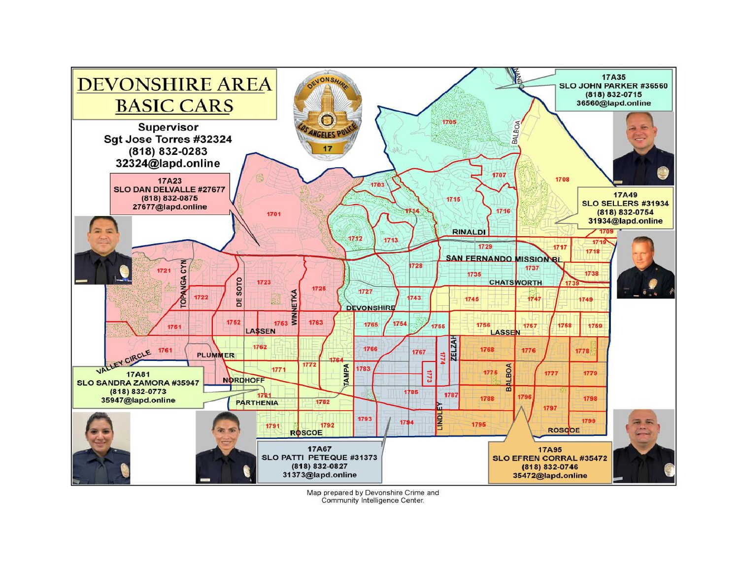# DEVONSHIRE AREA BASIC CARS

**Supervisor**
**Sgt Jose Torres #32324**
**(818) 832-0283**
**32324@lapd.online**

**17A23**
SLO DAN DELVALLE #27677
(818) 832-0875
27677@lapd.online

**17A35**
SLO JOHN PARKER #36560
(818) 832-0715
36560@lapd.online

**17A49**
SLO SELLERS #31934
(818) 832-0754
31934@lapd.online

**17A81**
SLO SANDRA ZAMORA #35947
(818) 832-0773
35947@lapd.online

**17A67**
SLO PATTI PETEQUE #31373
(818) 832-0827
31373@lapd.online

**17A95**
SLO EFREN CORRAL #35472
(818) 832-0746
35472@lapd.online

Map prepared by Devonshire Crime and Community Intelligence Center.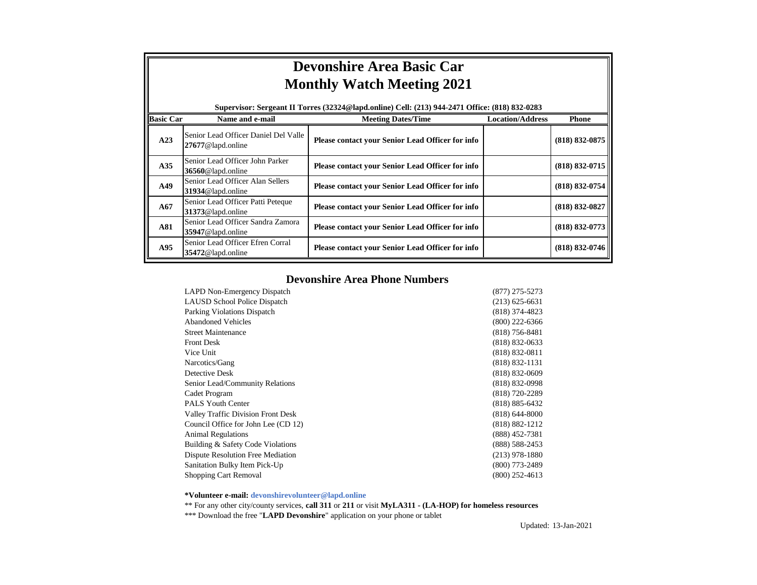# Devonshire Area Basic Car
# Monthly Watch Meeting 2021

**Supervisor: Sergeant II Torres (32324@lapd.online) Cell: (213) 944-2471 Office: (818) 832-0283**

| Basic Car | Name and e-mail | Meeting Dates/Time | Location/Address | Phone |
|---|---|---|---|---|
| **A23** | Senior Lead Officer Daniel Del Valle **27677**@lapd.online | **Please contact your Senior Lead Officer for info** | | **(818) 832-0875** |
| **A35** | Senior Lead Officer John Parker **36560**@lapd.online | **Please contact your Senior Lead Officer for info** | | **(818) 832-0715** |
| **A49** | Senior Lead Officer Alan Sellers **31934**@lapd.online | **Please contact your Senior Lead Officer for info** | | **(818) 832-0754** |
| **A67** | Senior Lead Officer Patti Peteque **31373**@lapd.online | **Please contact your Senior Lead Officer for info** | | **(818) 832-0827** |
| **A81** | Senior Lead Officer Sandra Zamora **35947**@lapd.online | **Please contact your Senior Lead Officer for info** | | **(818) 832-0773** |
| **A95** | Senior Lead Officer Efren Corral **35472**@lapd.online | **Please contact your Senior Lead Officer for info** | | **(818) 832-0746** |

## Devonshire Area Phone Numbers

| | |
|---|---|
| LAPD Non-Emergency Dispatch | (877) 275-5273 |
| LAUSD School Police Dispatch | (213) 625-6631 |
| Parking Violations Dispatch | (818) 374-4823 |
| Abandoned Vehicles | (800) 222-6366 |
| Street Maintenance | (818) 756-8481 |
| Front Desk | (818) 832-0633 |
| Vice Unit | (818) 832-0811 |
| Narcotics/Gang | (818) 832-1131 |
| Detective Desk | (818) 832-0609 |
| Senior Lead/Community Relations | (818) 832-0998 |
| Cadet Program | (818) 720-2289 |
| PALS Youth Center | (818) 885-6432 |
| Valley Traffic Division Front Desk | (818) 644-8000 |
| Council Office for John Lee (CD 12) | (818) 882-1212 |
| Animal Regulations | (888) 452-7381 |
| Building & Safety Code Violations | (888) 588-2453 |
| Dispute Resolution Free Mediation | (213) 978-1880 |
| Sanitation Bulky Item Pick-Up | (800) 773-2489 |
| Shopping Cart Removal | (800) 252-4613 |

**\*Volunteer e-mail: devonshirevolunteer@lapd.online**

** For any other city/county services, **call 311** or **211** or visit **MyLA311 - (LA-HOP) for homeless resources**

*** Download the free "**LAPD Devonshire**" application on your phone or tablet

Updated: 13-Jan-2021